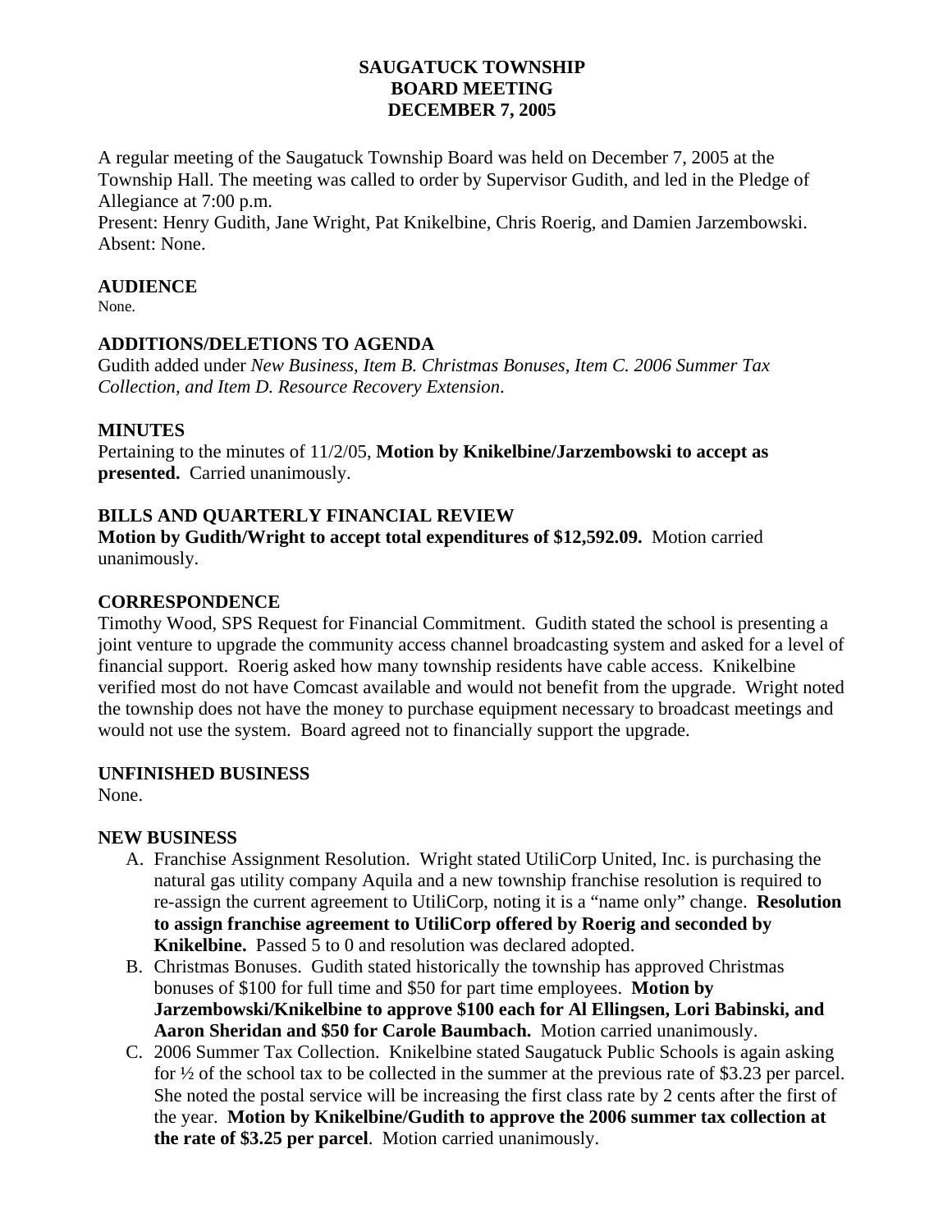# SAUGATUCK TOWNSHIP
# BOARD MEETING
# DECEMBER 7, 2005

A regular meeting of the Saugatuck Township Board was held on December 7, 2005 at the Township Hall. The meeting was called to order by Supervisor Gudith, and led in the Pledge of Allegiance at 7:00 p.m.
Present: Henry Gudith, Jane Wright, Pat Knikelbine, Chris Roerig, and Damien Jarzembowski. Absent: None.

**AUDIENCE**
None.

**ADDITIONS/DELETIONS TO AGENDA**
Gudith added under *New Business, Item B. Christmas Bonuses, Item C. 2006 Summer Tax Collection, and Item D. Resource Recovery Extension*.

**MINUTES**
Pertaining to the minutes of 11/2/05, **Motion by Knikelbine/Jarzembowski to accept as presented.** Carried unanimously.

**BILLS AND QUARTERLY FINANCIAL REVIEW**
**Motion by Gudith/Wright to accept total expenditures of $12,592.09.** Motion carried unanimously.

**CORRESPONDENCE**
Timothy Wood, SPS Request for Financial Commitment. Gudith stated the school is presenting a joint venture to upgrade the community access channel broadcasting system and asked for a level of financial support. Roerig asked how many township residents have cable access. Knikelbine verified most do not have Comcast available and would not benefit from the upgrade. Wright noted the township does not have the money to purchase equipment necessary to broadcast meetings and would not use the system. Board agreed not to financially support the upgrade.

**UNFINISHED BUSINESS**
None.

**NEW BUSINESS**

A. Franchise Assignment Resolution. Wright stated UtiliCorp United, Inc. is purchasing the natural gas utility company Aquila and a new township franchise resolution is required to re-assign the current agreement to UtiliCorp, noting it is a "name only" change. **Resolution to assign franchise agreement to UtiliCorp offered by Roerig and seconded by Knikelbine.** Passed 5 to 0 and resolution was declared adopted.
B. Christmas Bonuses. Gudith stated historically the township has approved Christmas bonuses of $100 for full time and $50 for part time employees. **Motion by Jarzembowski/Knikelbine to approve $100 each for Al Ellingsen, Lori Babinski, and Aaron Sheridan and $50 for Carole Baumbach.** Motion carried unanimously.
C. 2006 Summer Tax Collection. Knikelbine stated Saugatuck Public Schools is again asking for ½ of the school tax to be collected in the summer at the previous rate of $3.23 per parcel. She noted the postal service will be increasing the first class rate by 2 cents after the first of the year. **Motion by Knikelbine/Gudith to approve the 2006 summer tax collection at the rate of $3.25 per parcel**. Motion carried unanimously.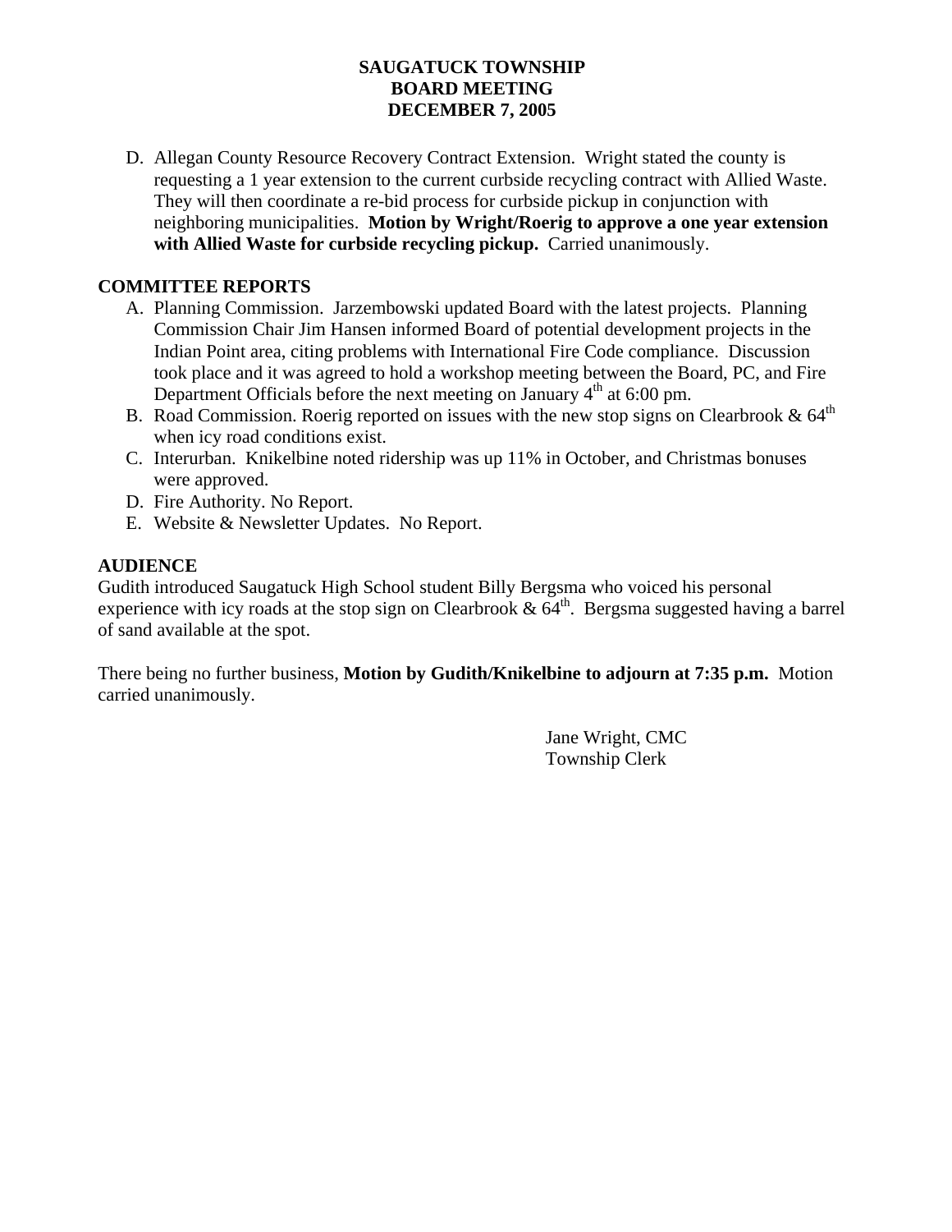**SAUGATUCK TOWNSHIP**
**BOARD MEETING**
**DECEMBER 7, 2005**

D. Allegan County Resource Recovery Contract Extension. Wright stated the county is requesting a 1 year extension to the current curbside recycling contract with Allied Waste. They will then coordinate a re-bid process for curbside pickup in conjunction with neighboring municipalities. **Motion by Wright/Roerig to approve a one year extension with Allied Waste for curbside recycling pickup.** Carried unanimously.

**COMMITTEE REPORTS**

A. Planning Commission. Jarzembowski updated Board with the latest projects. Planning Commission Chair Jim Hansen informed Board of potential development projects in the Indian Point area, citing problems with International Fire Code compliance. Discussion took place and it was agreed to hold a workshop meeting between the Board, PC, and Fire Department Officials before the next meeting on January 4th at 6:00 pm.
B. Road Commission. Roerig reported on issues with the new stop signs on Clearbrook & 64th when icy road conditions exist.
C. Interurban. Knikelbine noted ridership was up 11% in October, and Christmas bonuses were approved.
D. Fire Authority. No Report.
E. Website & Newsletter Updates. No Report.

**AUDIENCE**

Gudith introduced Saugatuck High School student Billy Bergsma who voiced his personal experience with icy roads at the stop sign on Clearbrook & 64th. Bergsma suggested having a barrel of sand available at the spot.

There being no further business, **Motion by Gudith/Knikelbine to adjourn at 7:35 p.m.** Motion carried unanimously.

Jane Wright, CMC
Township Clerk